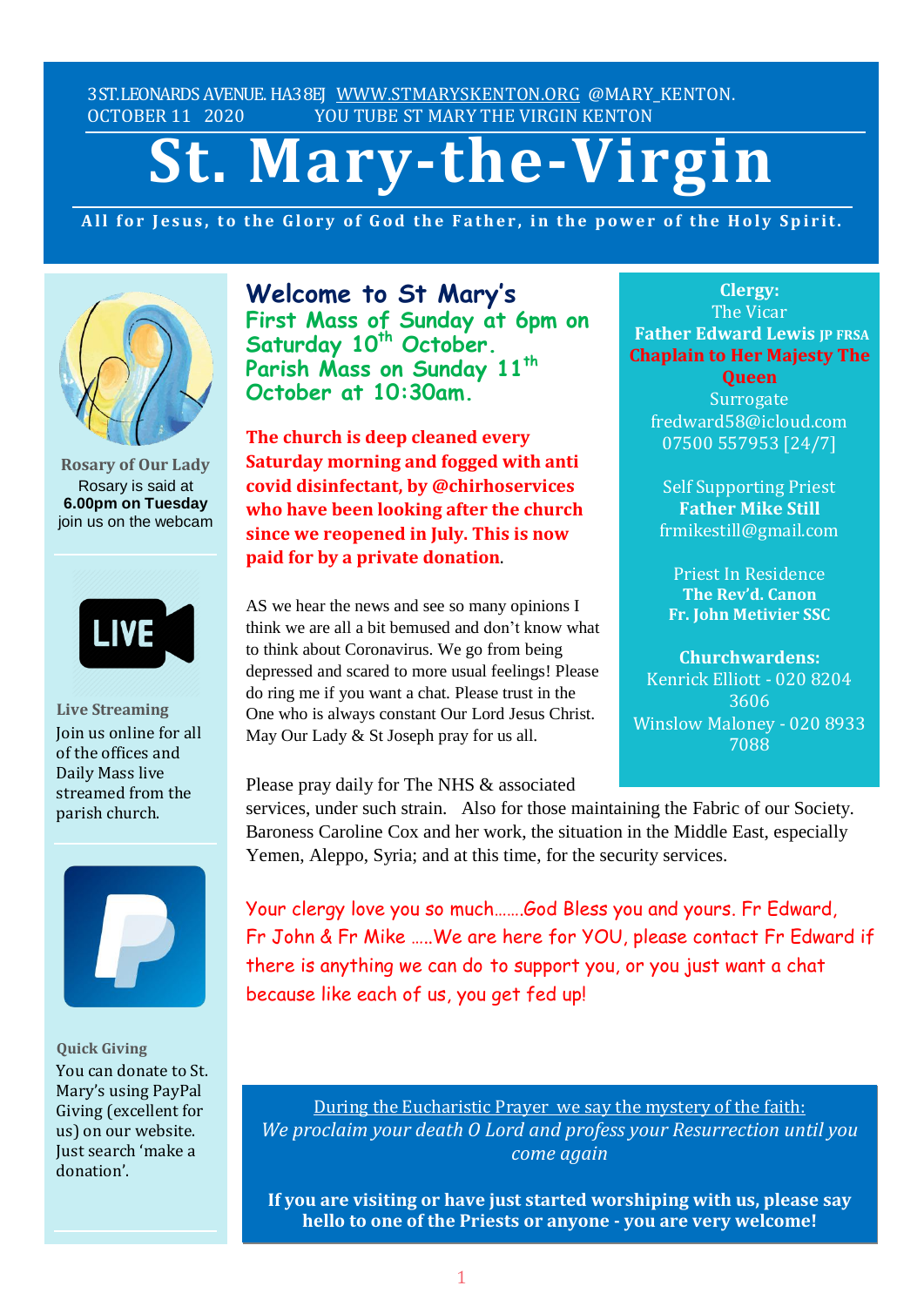3 ST.LEONARDS AVENUE. HA3 8EJ WWW.STMARYSKENTON.ORG @MARY_KENTON.
OCTOBER 11 2020 YOU TUBE ST MARY THE VIRGIN KENTON

# St. Mary-the-Virgin

**All for Jesus, to the Glory of God the Father, in the power of the Holy Spirit.**

**Rosary of Our Lady**
Rosary is said at **6.00pm on Tuesday** join us on the webcam

**Live Streaming**
Join us online for all of the offices and Daily Mass live streamed from the parish church.

**Quick Giving**
You can donate to St. Mary's using PayPal Giving (excellent for us) on our website. Just search 'make a donation'.

## Welcome to St Mary's

**First Mass of Sunday at 6pm on Saturday 10th October.**
**Parish Mass on Sunday 11th October at 10:30am.**

**The church is deep cleaned every Saturday morning and fogged with anti covid disinfectant, by @chirhoservices who have been looking after the church since we reopened in July. This is now paid for by a private donation.**

AS we hear the news and see so many opinions I think we are all a bit bemused and don't know what to think about Coronavirus. We go from being depressed and scared to more usual feelings! Please do ring me if you want a chat. Please trust in the One who is always constant Our Lord Jesus Christ. May Our Lady & St Joseph pray for us all.

Please pray daily for The NHS & associated services, under such strain. Also for those maintaining the Fabric of our Society. Baroness Caroline Cox and her work, the situation in the Middle East, especially Yemen, Aleppo, Syria; and at this time, for the security services.

Your clergy love you so much.......God Bless you and yours. Fr Edward, Fr John & Fr Mike .....We are here for YOU, please contact Fr Edward if there is anything we can do to support you, or you just want a chat because like each of us, you get fed up!

**Clergy:**
The Vicar
**Father Edward Lewis JP FRSA**
**Chaplain to Her Majesty The Queen**
Surrogate
fredward58@icloud.com
07500 557953 [24/7]

Self Supporting Priest
**Father Mike Still**
frmikestill@gmail.com

Priest In Residence
**The Rev'd. Canon Fr. John Metivier SSC**

**Churchwardens:**
Kenrick Elliott - 020 8204 3606
Winslow Maloney - 020 8933 7088

During the Eucharistic Prayer we say the mystery of the faith:
*We proclaim your death O Lord and profess your Resurrection until you come again*

**If you are visiting or have just started worshiping with us, please say hello to one of the Priests or anyone - you are very welcome!**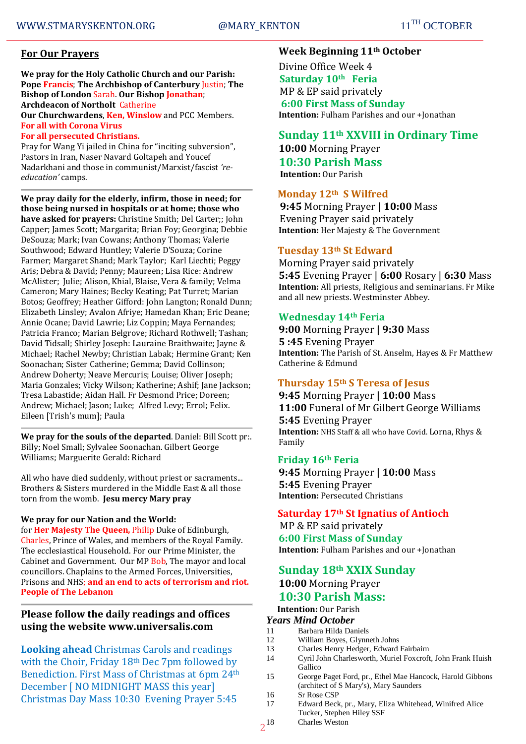## For Our Prayers

**We pray for the Holy Catholic Church and our Parish:** **Pope Francis**; **The Archbishop of Canterbury** Justin; **The Bishop of London** Sarah. **Our Bishop Jonathan**; **Archdeacon of Northolt** Catherine
**Our Churchwardens, Ken, Winslow** and PCC Members.
**For all with Corona Virus**
**For all persecuted Christians.**
Pray for Wang Yi jailed in China for "inciting subversion", Pastors in Iran, Naser Navard Goltapeh and Youcef Nadarkhani and those in communist/Marxist/fascist *'re-education'* camps.

---

**We pray daily for the elderly, infirm, those in need; for those being nursed in hospitals or at home; those who have asked for prayers:** Christine Smith; Del Carter;; John Capper; James Scott; Margarita; Brian Foy; Georgina; Debbie DeSouza; Mark; Ivan Cowans; Anthony Thomas; Valerie Southwood; Edward Huntley; Valerie D'Souza; Corine Farmer; Margaret Shand; Mark Taylor; Karl Liechti; Peggy Aris; Debra & David; Penny; Maureen; Lisa Rice: Andrew McAlister; Julie; Alison, Khial, Blaise, Vera & family; Velma Cameron; Mary Haines; Becky Keating; Pat Turret; Marian Botos; Geoffrey; Heather Gifford: John Langton; Ronald Dunn; Elizabeth Linsley; Avalon Afriye; Hamedan Khan; Eric Deane; Annie Ocane; David Lawrie; Liz Coppin; Maya Fernandes; Patricia Franco; Marian Belgrove; Richard Rothwell; Tashan; David Tidsall; Shirley Joseph: Lauraine Braithwaite; Jayne & Michael; Rachel Newby; Christian Labak; Hermine Grant; Ken Soonachan; Sister Catherine; Gemma; David Collinson; Andrew Doherty; Neave Mercuris; Louise; Oliver Joseph; Maria Gonzales; Vicky Wilson; Katherine; Ashif; Jane Jackson; Tresa Labastide; Aidan Hall. Fr Desmond Price; Doreen; Andrew; Michael; Jason; Luke; Alfred Levy; Errol; Felix. Eileen [Trish's mum]; Paula

---

**We pray for the souls of the departed**. Daniel: Bill Scott pr:. Billy; Noel Small; Sylvalee Soonachan. Gilbert George Williams; Marguerite Gerald: Richard

All who have died suddenly, without priest or sacraments... Brothers & Sisters murdered in the Middle East & all those torn from the womb. **Jesu mercy Mary pray**

**We pray for our Nation and the World:**
for **Her Majesty The Queen,** Philip Duke of Edinburgh, Charles, Prince of Wales, and members of the Royal Family. The ecclesiastical Household. For our Prime Minister, the Cabinet and Government. Our MP Bob, The mayor and local councillors. Chaplains to the Armed Forces, Universities, Prisons and NHS; **and an end to acts of terrorism and riot. People of The Lebanon**

---

**Please follow the daily readings and offices using the website www.universalis.com**

**Looking ahead** Christmas Carols and readings with the Choir, Friday 18th Dec 7pm followed by Benediction. First Mass of Christmas at 6pm 24th December [ NO MIDNIGHT MASS this year] Christmas Day Mass 10:30 Evening Prayer 5:45

## Week Beginning 11th October

Divine Office Week 4

### Saturday 10th Feria
MP & EP said privately
**6:00 First Mass of Sunday**
**Intention:** Fulham Parishes and our +Jonathan

### Sunday 11th XXVIII in Ordinary Time
**10:00** Morning Prayer
**10:30 Parish Mass**
**Intention:** Our Parish

### Monday 12th S Wilfred
**9:45** Morning Prayer **| 10:00** Mass
Evening Prayer said privately
**Intention:** Her Majesty & The Government

### Tuesday 13th St Edward
Morning Prayer said privately
**5:45** Evening Prayer | **6:00** Rosary | **6:30** Mass
**Intention:** All priests, Religious and seminarians. Fr Mike and all new priests. Westminster Abbey.

### Wednesday 14th Feria
**9:00** Morning Prayer **| 9:30** Mass
**5 :45** Evening Prayer
**Intention:** The Parish of St. Anselm, Hayes & Fr Matthew Catherine & Edmund

### Thursday 15th S Teresa of Jesus
**9:45** Morning Prayer **| 10:00** Mass
**11:00** Funeral of Mr Gilbert George Williams
**5:45** Evening Prayer
**Intention:** NHS Staff & all who have Covid. Lorna, Rhys & Family

### Friday 16th Feria
**9:45** Morning Prayer **| 10:00** Mass
**5:45** Evening Prayer
**Intention:** Persecuted Christians

### Saturday 17th St Ignatius of Antioch
MP & EP said privately
**6:00 First Mass of Sunday**
**Intention:** Fulham Parishes and our +Jonathan

### Sunday 18th XXIX Sunday
**10:00** Morning Prayer
**10:30 Parish Mass:**
**Intention:** Our Parish

***Years Mind October***

| | |
|---|---|
| 11 | Barbara Hilda Daniels |
| 12 | William Boyes, Glynneth Johns |
| 13 | Charles Henry Hedger, Edward Fairbairn |
| 14 | Cyril John Charlesworth, Muriel Foxcroft, John Frank Huish Gallico |
| 15 | George Paget Ford, pr., Ethel Mae Hancock, Harold Gibbons (architect of S Mary's), Mary Saunders |
| 16 | Sr Rose CSP |
| 17 | Edward Beck, pr., Mary, Eliza Whitehead, Winifred Alice Tucker, Stephen Hiley SSF |
| 18 | Charles Weston |